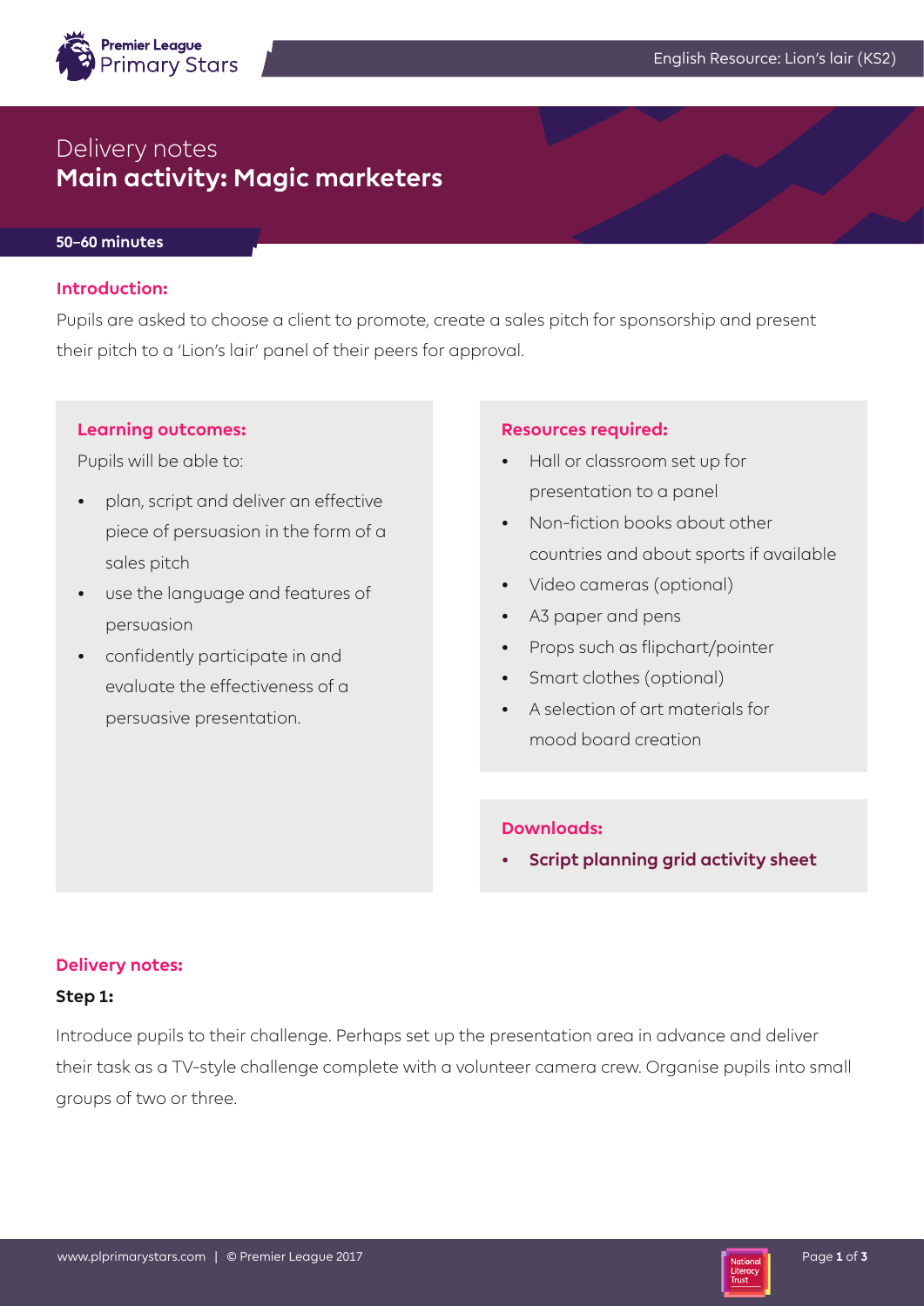# Delivery notes
## Main activity: Magic marketers

**50–60 minutes**

### Introduction:

Pupils are asked to choose a client to promote, create a sales pitch for sponsorship and present their pitch to a 'Lion's lair' panel of their peers for approval.

### Learning outcomes:

Pupils will be able to:

- plan, script and deliver an effective piece of persuasion in the form of a sales pitch
- use the language and features of persuasion
- confidently participate in and evaluate the effectiveness of a persuasive presentation.

### Resources required:

- Hall or classroom set up for presentation to a panel
- Non-fiction books about other countries and about sports if available
- Video cameras (optional)
- A3 paper and pens
- Props such as flipchart/pointer
- Smart clothes (optional)
- A selection of art materials for mood board creation

### Downloads:

- **Script planning grid activity sheet**

### Delivery notes:

**Step 1:**

Introduce pupils to their challenge. Perhaps set up the presentation area in advance and deliver their task as a TV-style challenge complete with a volunteer camera crew. Organise pupils into small groups of two or three.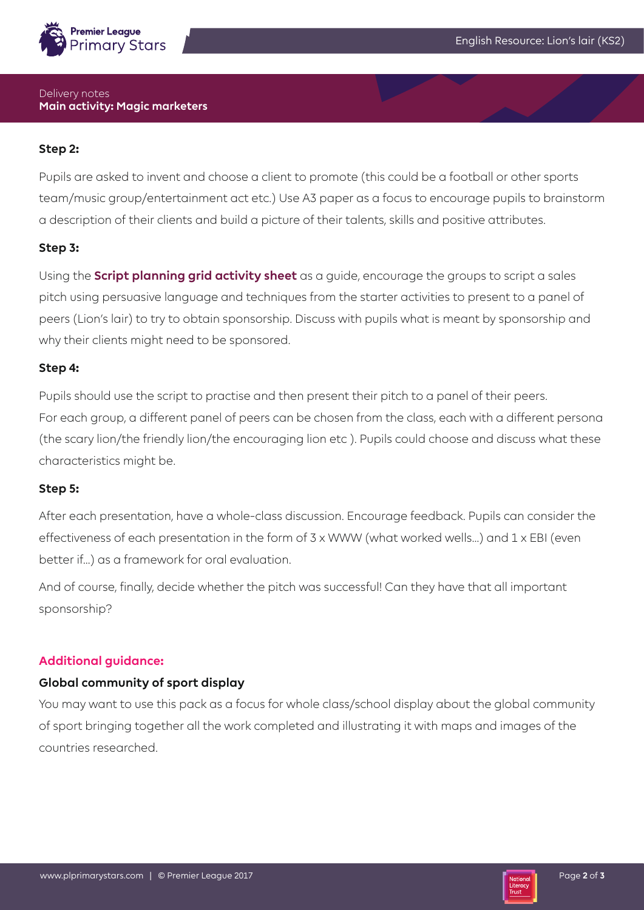Delivery notes

## Main activity: Magic marketers

**Step 2:**

Pupils are asked to invent and choose a client to promote (this could be a football or other sports team/music group/entertainment act etc.) Use A3 paper as a focus to encourage pupils to brainstorm a description of their clients and build a picture of their talents, skills and positive attributes.

**Step 3:**

Using the **Script planning grid activity sheet** as a guide, encourage the groups to script a sales pitch using persuasive language and techniques from the starter activities to present to a panel of peers (Lion's lair) to try to obtain sponsorship. Discuss with pupils what is meant by sponsorship and why their clients might need to be sponsored.

**Step 4:**

Pupils should use the script to practise and then present their pitch to a panel of their peers. For each group, a different panel of peers can be chosen from the class, each with a different persona (the scary lion/the friendly lion/the encouraging lion etc ). Pupils could choose and discuss what these characteristics might be.

**Step 5:**

After each presentation, have a whole-class discussion. Encourage feedback. Pupils can consider the effectiveness of each presentation in the form of 3 x WWW (what worked wells...) and 1 x EBI (even better if...) as a framework for oral evaluation.

And of course, finally, decide whether the pitch was successful! Can they have that all important sponsorship?

### Additional guidance:

**Global community of sport display**

You may want to use this pack as a focus for whole class/school display about the global community of sport bringing together all the work completed and illustrating it with maps and images of the countries researched.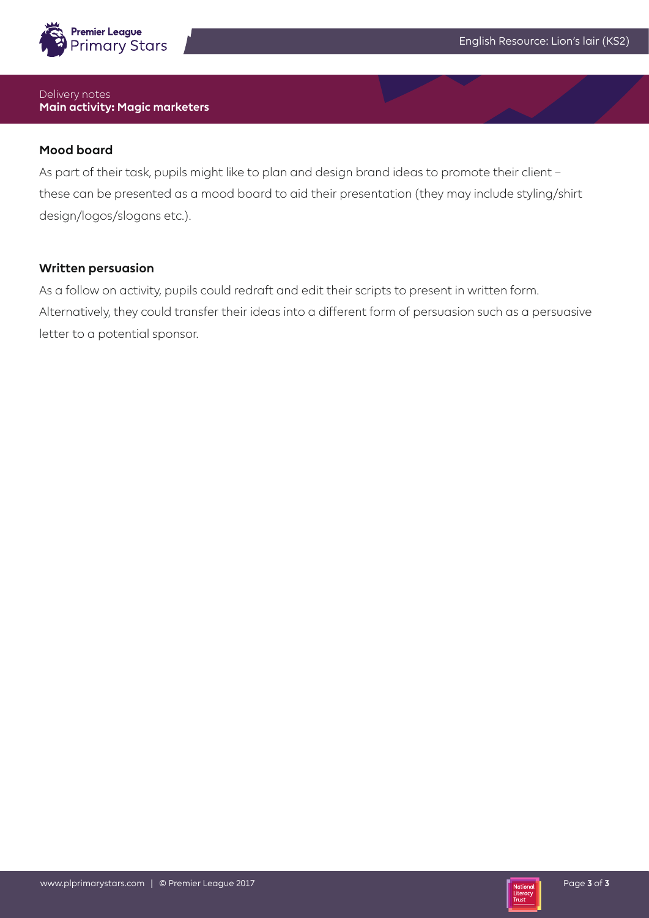Delivery notes
**Main activity: Magic marketers**

### Mood board

As part of their task, pupils might like to plan and design brand ideas to promote their client – these can be presented as a mood board to aid their presentation (they may include styling/shirt design/logos/slogans etc.).

### Written persuasion

As a follow on activity, pupils could redraft and edit their scripts to present in written form. Alternatively, they could transfer their ideas into a different form of persuasion such as a persuasive letter to a potential sponsor.